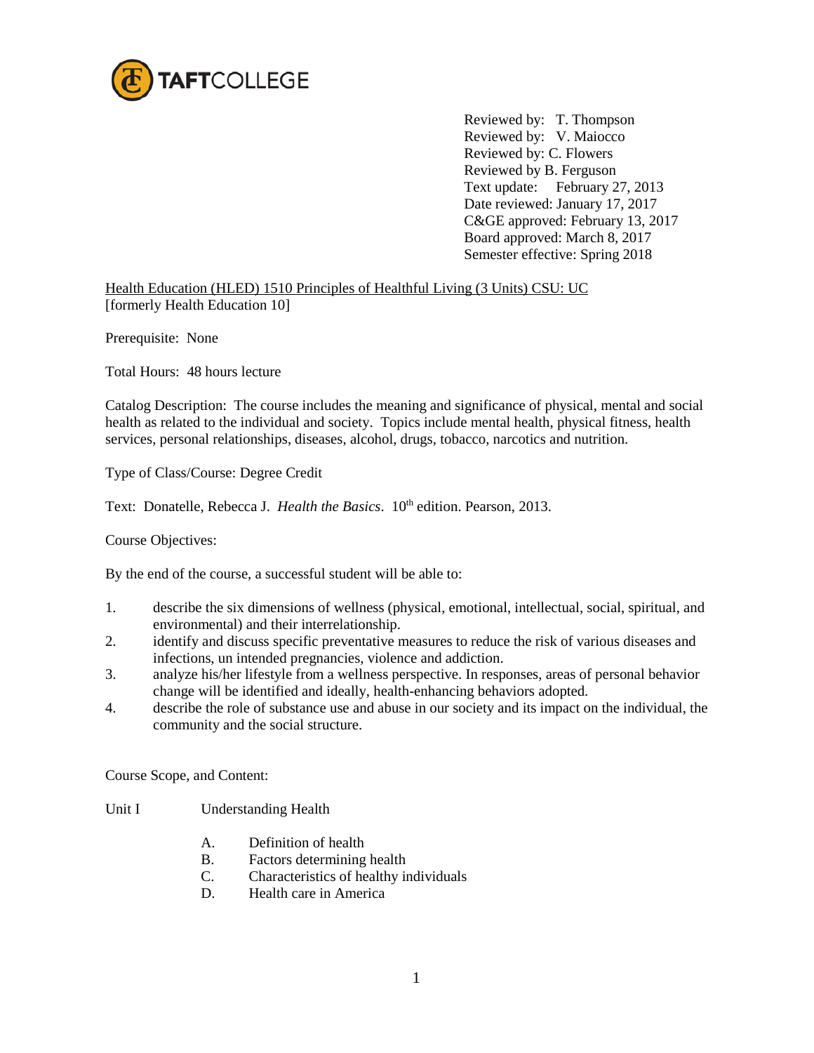TAFTCOLLEGE

Reviewed by: T. Thompson
Reviewed by: V. Maiocco
Reviewed by: C. Flowers
Reviewed by B. Ferguson
Text update: February 27, 2013
Date reviewed: January 17, 2017
C&GE approved: February 13, 2017
Board approved: March 8, 2017
Semester effective: Spring 2018

Health Education (HLED) 1510 Principles of Healthful Living (3 Units) CSU: UC
[formerly Health Education 10]

Prerequisite: None

Total Hours: 48 hours lecture

Catalog Description: The course includes the meaning and significance of physical, mental and social health as related to the individual and society. Topics include mental health, physical fitness, health services, personal relationships, diseases, alcohol, drugs, tobacco, narcotics and nutrition.

Type of Class/Course: Degree Credit

Text: Donatelle, Rebecca J. *Health the Basics*. 10th edition. Pearson, 2013.

Course Objectives:

By the end of the course, a successful student will be able to:

1. describe the six dimensions of wellness (physical, emotional, intellectual, social, spiritual, and environmental) and their interrelationship.
2. identify and discuss specific preventative measures to reduce the risk of various diseases and infections, un intended pregnancies, violence and addiction.
3. analyze his/her lifestyle from a wellness perspective. In responses, areas of personal behavior change will be identified and ideally, health-enhancing behaviors adopted.
4. describe the role of substance use and abuse in our society and its impact on the individual, the community and the social structure.

Course Scope, and Content:

Unit I Understanding Health

A. Definition of health
B. Factors determining health
C. Characteristics of healthy individuals
D. Health care in America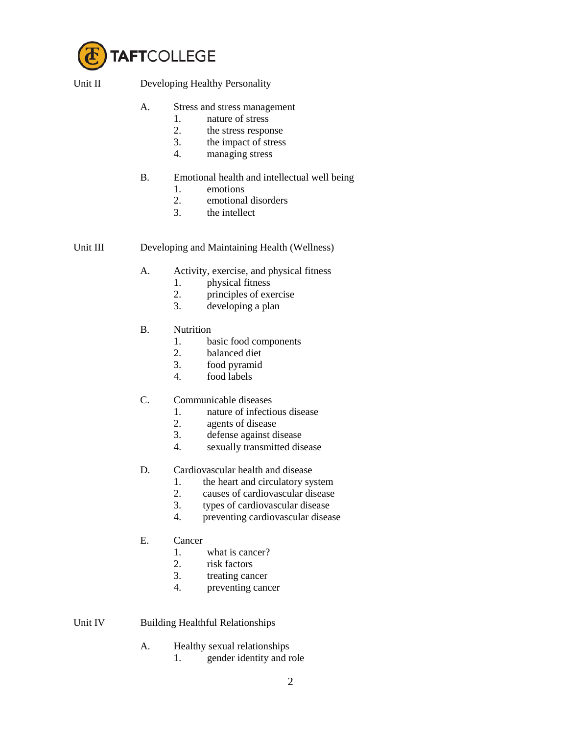Unit II Developing Healthy Personality

A. Stress and stress management
   1. nature of stress
   2. the stress response
   3. the impact of stress
   4. managing stress

B. Emotional health and intellectual well being
   1. emotions
   2. emotional disorders
   3. the intellect

Unit III Developing and Maintaining Health (Wellness)

A. Activity, exercise, and physical fitness
   1. physical fitness
   2. principles of exercise
   3. developing a plan

B. Nutrition
   1. basic food components
   2. balanced diet
   3. food pyramid
   4. food labels

C. Communicable diseases
   1. nature of infectious disease
   2. agents of disease
   3. defense against disease
   4. sexually transmitted disease

D. Cardiovascular health and disease
   1. the heart and circulatory system
   2. causes of cardiovascular disease
   3. types of cardiovascular disease
   4. preventing cardiovascular disease

E. Cancer
   1. what is cancer?
   2. risk factors
   3. treating cancer
   4. preventing cancer

Unit IV Building Healthful Relationships

A. Healthy sexual relationships
   1. gender identity and role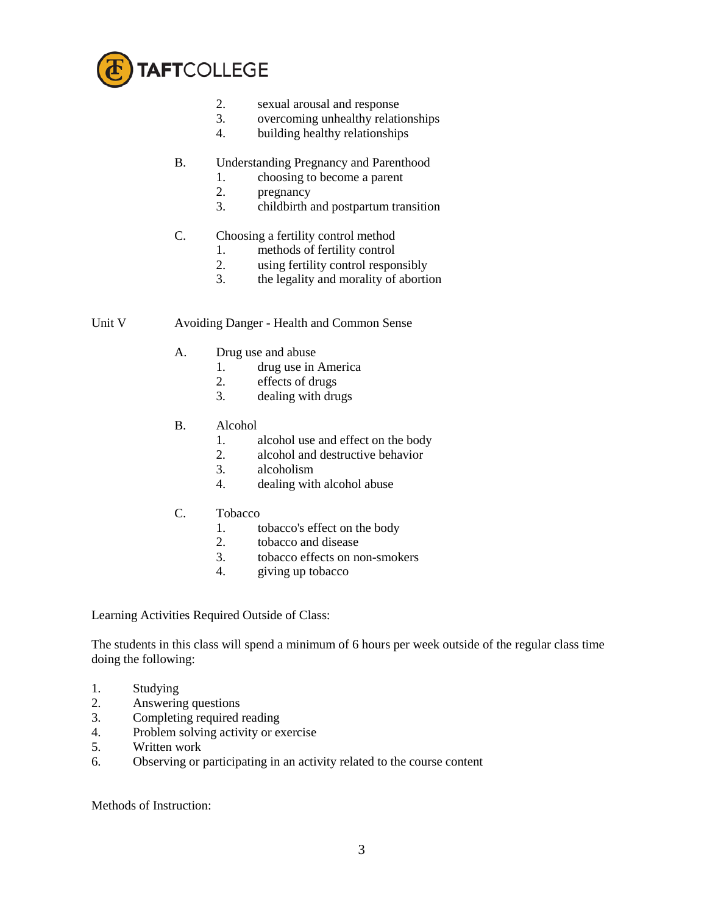2. sexual arousal and response
3. overcoming unhealthy relationships
4. building healthy relationships

B. Understanding Pregnancy and Parenthood
1. choosing to become a parent
2. pregnancy
3. childbirth and postpartum transition

C. Choosing a fertility control method
1. methods of fertility control
2. using fertility control responsibly
3. the legality and morality of abortion

Unit V Avoiding Danger - Health and Common Sense

A. Drug use and abuse
1. drug use in America
2. effects of drugs
3. dealing with drugs

B. Alcohol
1. alcohol use and effect on the body
2. alcohol and destructive behavior
3. alcoholism
4. dealing with alcohol abuse

C. Tobacco
1. tobacco's effect on the body
2. tobacco and disease
3. tobacco effects on non-smokers
4. giving up tobacco

Learning Activities Required Outside of Class:

The students in this class will spend a minimum of 6 hours per week outside of the regular class time doing the following:

1. Studying
2. Answering questions
3. Completing required reading
4. Problem solving activity or exercise
5. Written work
6. Observing or participating in an activity related to the course content

Methods of Instruction: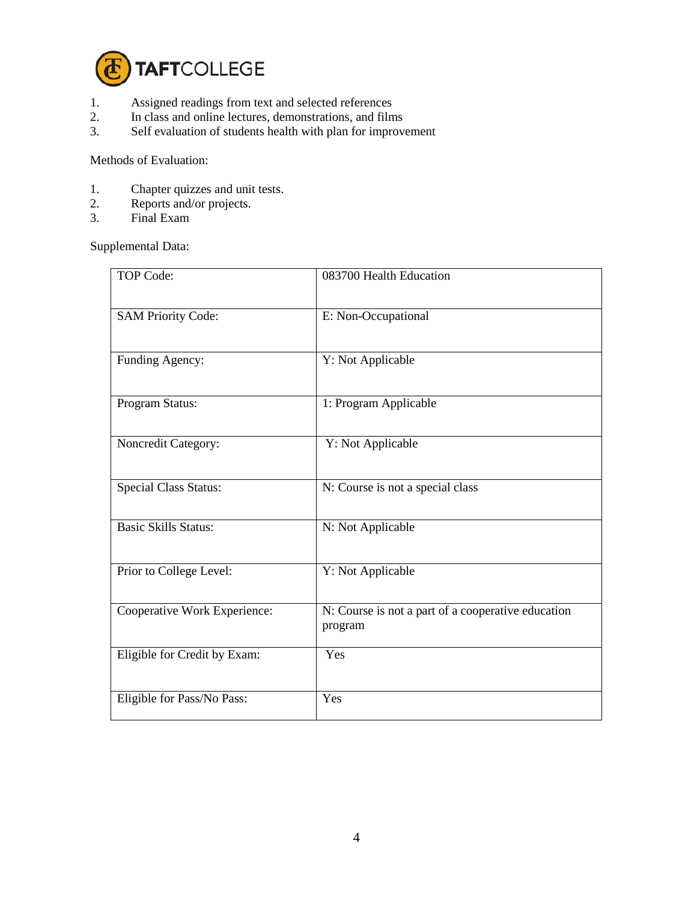1. Assigned readings from text and selected references
2. In class and online lectures, demonstrations, and films
3. Self evaluation of students health with plan for improvement

Methods of Evaluation:

1. Chapter quizzes and unit tests.
2. Reports and/or projects.
3. Final Exam

Supplemental Data:

| | |
|---|---|
| TOP Code: | 083700 Health Education |
| SAM Priority Code: | E: Non-Occupational |
| Funding Agency: | Y: Not Applicable |
| Program Status: | 1: Program Applicable |
| Noncredit Category: | Y: Not Applicable |
| Special Class Status: | N: Course is not a special class |
| Basic Skills Status: | N: Not Applicable |
| Prior to College Level: | Y: Not Applicable |
| Cooperative Work Experience: | N: Course is not a part of a cooperative education program |
| Eligible for Credit by Exam: | Yes |
| Eligible for Pass/No Pass: | Yes |